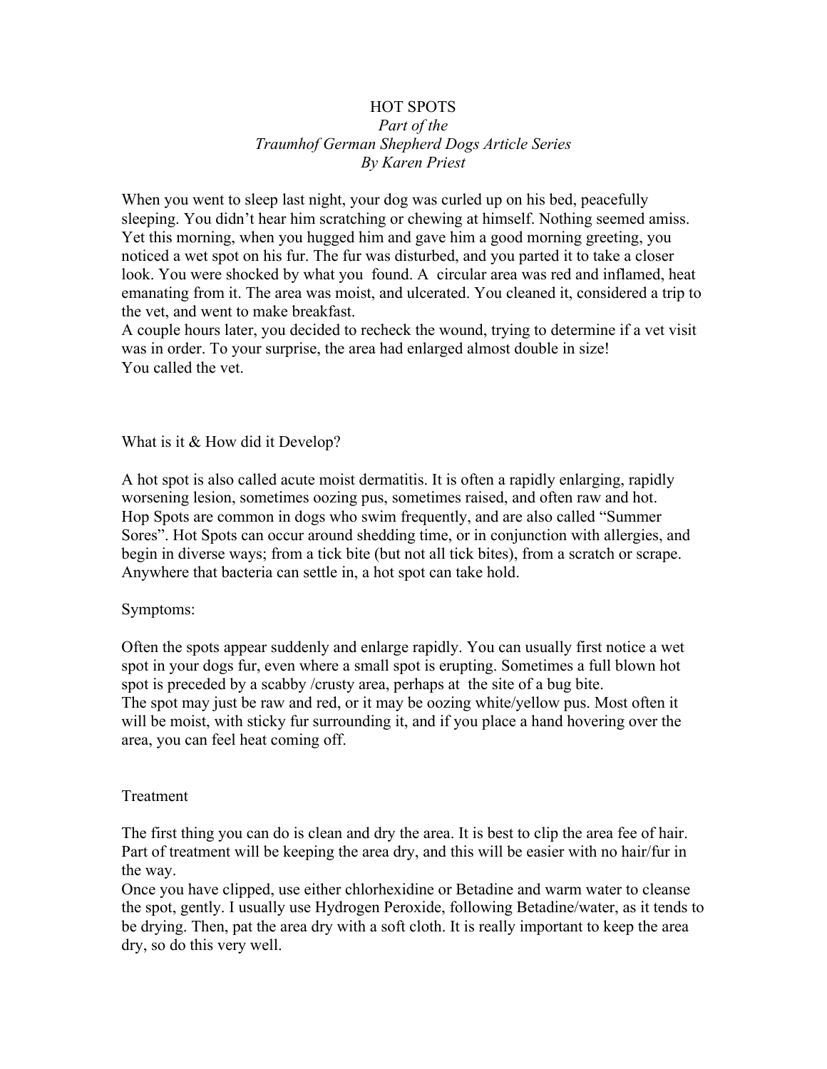# HOT SPOTS

*Part of the*
*Traumhof German Shepherd Dogs Article Series*
*By Karen Priest*

When you went to sleep last night, your dog was curled up on his bed, peacefully sleeping. You didn't hear him scratching or chewing at himself. Nothing seemed amiss. Yet this morning, when you hugged him and gave him a good morning greeting, you noticed a wet spot on his fur. The fur was disturbed, and you parted it to take a closer look. You were shocked by what you found. A circular area was red and inflamed, heat emanating from it. The area was moist, and ulcerated. You cleaned it, considered a trip to the vet, and went to make breakfast.
A couple hours later, you decided to recheck the wound, trying to determine if a vet visit was in order. To your surprise, the area had enlarged almost double in size!
You called the vet.

## What is it & How did it Develop?

A hot spot is also called acute moist dermatitis. It is often a rapidly enlarging, rapidly worsening lesion, sometimes oozing pus, sometimes raised, and often raw and hot.
Hop Spots are common in dogs who swim frequently, and are also called "Summer Sores". Hot Spots can occur around shedding time, or in conjunction with allergies, and begin in diverse ways; from a tick bite (but not all tick bites), from a scratch or scrape. Anywhere that bacteria can settle in, a hot spot can take hold.

## Symptoms:

Often the spots appear suddenly and enlarge rapidly. You can usually first notice a wet spot in your dogs fur, even where a small spot is erupting. Sometimes a full blown hot spot is preceded by a scabby /crusty area, perhaps at the site of a bug bite.
The spot may just be raw and red, or it may be oozing white/yellow pus. Most often it will be moist, with sticky fur surrounding it, and if you place a hand hovering over the area, you can feel heat coming off.

## Treatment

The first thing you can do is clean and dry the area. It is best to clip the area fee of hair. Part of treatment will be keeping the area dry, and this will be easier with no hair/fur in the way.
Once you have clipped, use either chlorhexidine or Betadine and warm water to cleanse the spot, gently. I usually use Hydrogen Peroxide, following Betadine/water, as it tends to be drying. Then, pat the area dry with a soft cloth. It is really important to keep the area dry, so do this very well.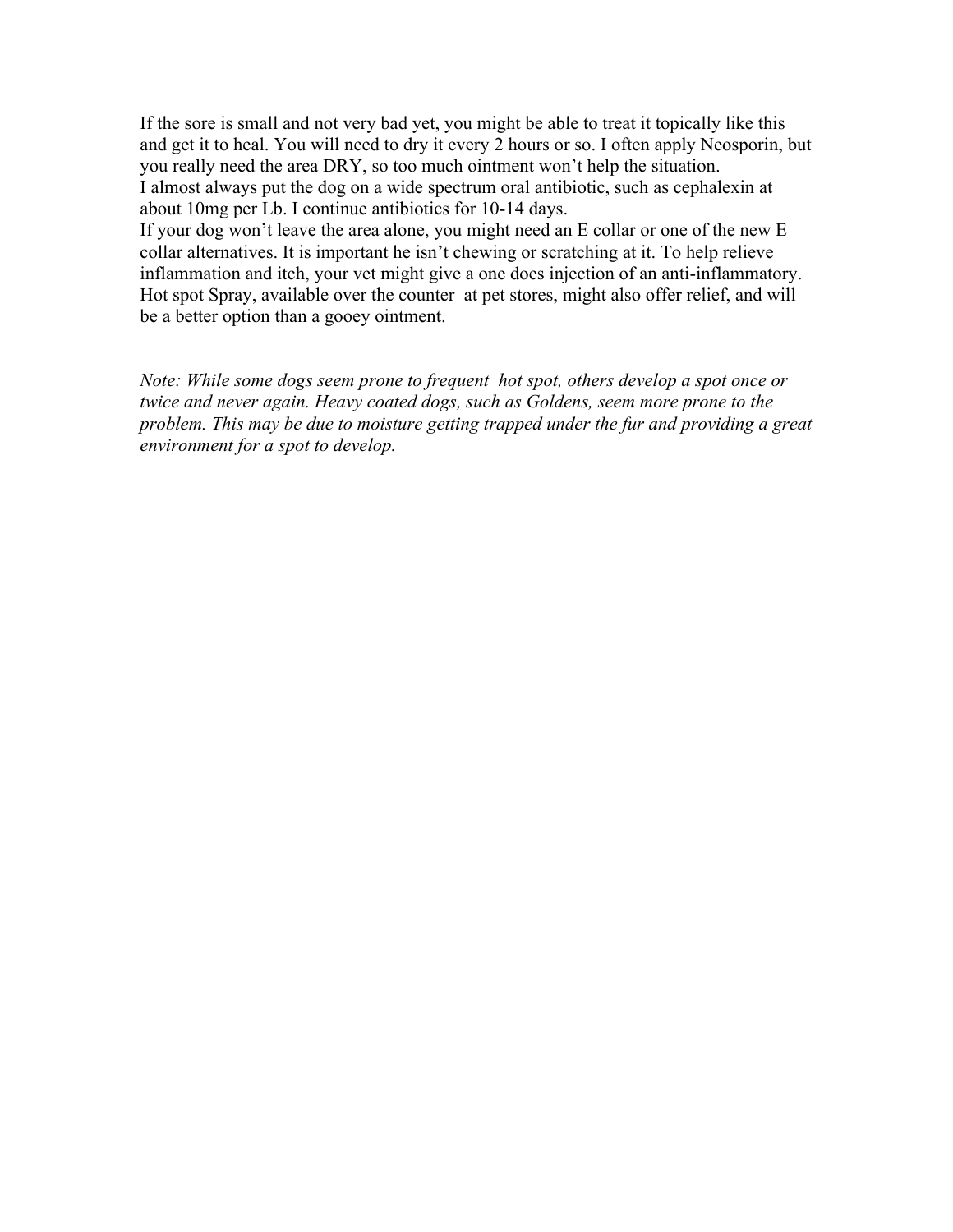If the sore is small and not very bad yet, you might be able to treat it topically like this and get it to heal. You will need to dry it every 2 hours or so. I often apply Neosporin, but you really need the area DRY, so too much ointment won't help the situation.
I almost always put the dog on a wide spectrum oral antibiotic, such as cephalexin at about 10mg per Lb. I continue antibiotics for 10-14 days.
If your dog won't leave the area alone, you might need an E collar or one of the new E collar alternatives. It is important he isn't chewing or scratching at it. To help relieve inflammation and itch, your vet might give a one does injection of an anti-inflammatory. Hot spot Spray, available over the counter at pet stores, might also offer relief, and will be a better option than a gooey ointment.

*Note: While some dogs seem prone to frequent hot spot, others develop a spot once or twice and never again. Heavy coated dogs, such as Goldens, seem more prone to the problem. This may be due to moisture getting trapped under the fur and providing a great environment for a spot to develop.*